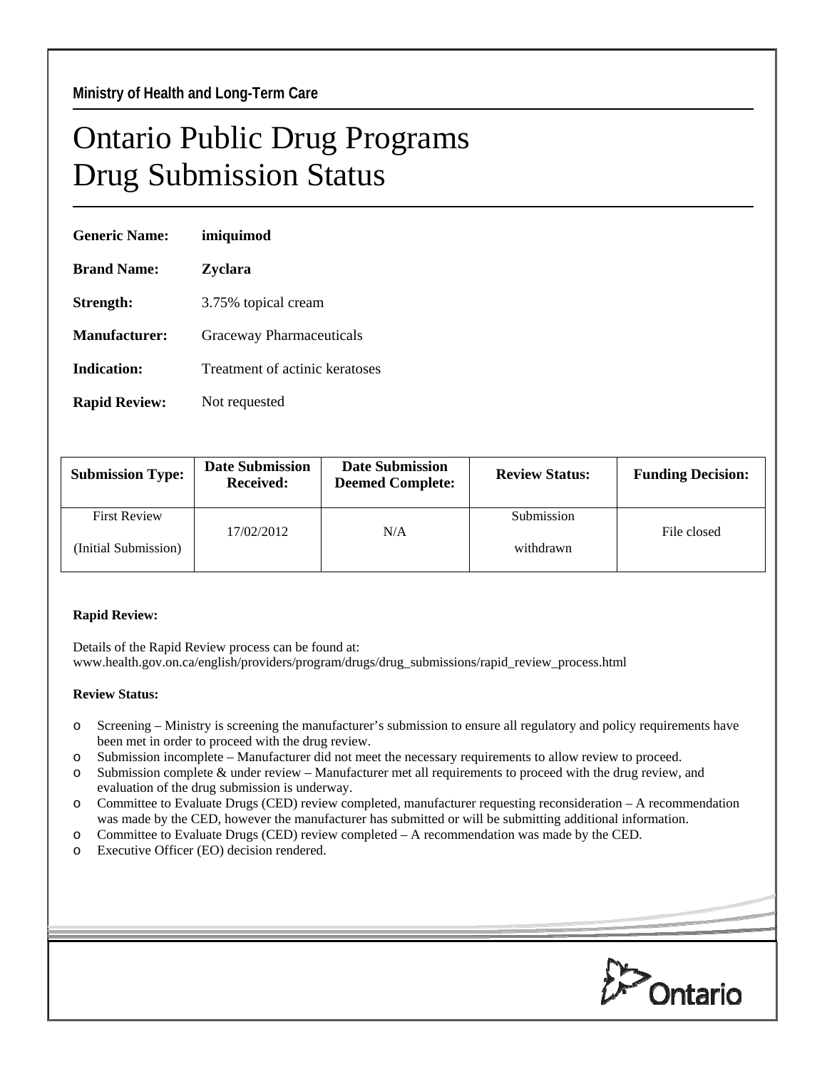**Ministry of Health and Long-Term Care**

# Ontario Public Drug Programs
# Drug Submission Status

**Generic Name:** **imiquimod**

**Brand Name:** **Zyclara**

**Strength:** 3.75% topical cream

**Manufacturer:** Graceway Pharmaceuticals

**Indication:** Treatment of actinic keratoses

**Rapid Review:** Not requested

| Submission Type: | Date Submission Received: | Date Submission Deemed Complete: | Review Status: | Funding Decision: |
|---|---|---|---|---|
| First Review (Initial Submission) | 17/02/2012 | N/A | Submission withdrawn | File closed |

**Rapid Review:**

Details of the Rapid Review process can be found at:
www.health.gov.on.ca/english/providers/program/drugs/drug_submissions/rapid_review_process.html

**Review Status:**

- Screening – Ministry is screening the manufacturer's submission to ensure all regulatory and policy requirements have been met in order to proceed with the drug review.
- Submission incomplete – Manufacturer did not meet the necessary requirements to allow review to proceed.
- Submission complete & under review – Manufacturer met all requirements to proceed with the drug review, and evaluation of the drug submission is underway.
- Committee to Evaluate Drugs (CED) review completed, manufacturer requesting reconsideration – A recommendation was made by the CED, however the manufacturer has submitted or will be submitting additional information.
- Committee to Evaluate Drugs (CED) review completed – A recommendation was made by the CED.
- Executive Officer (EO) decision rendered.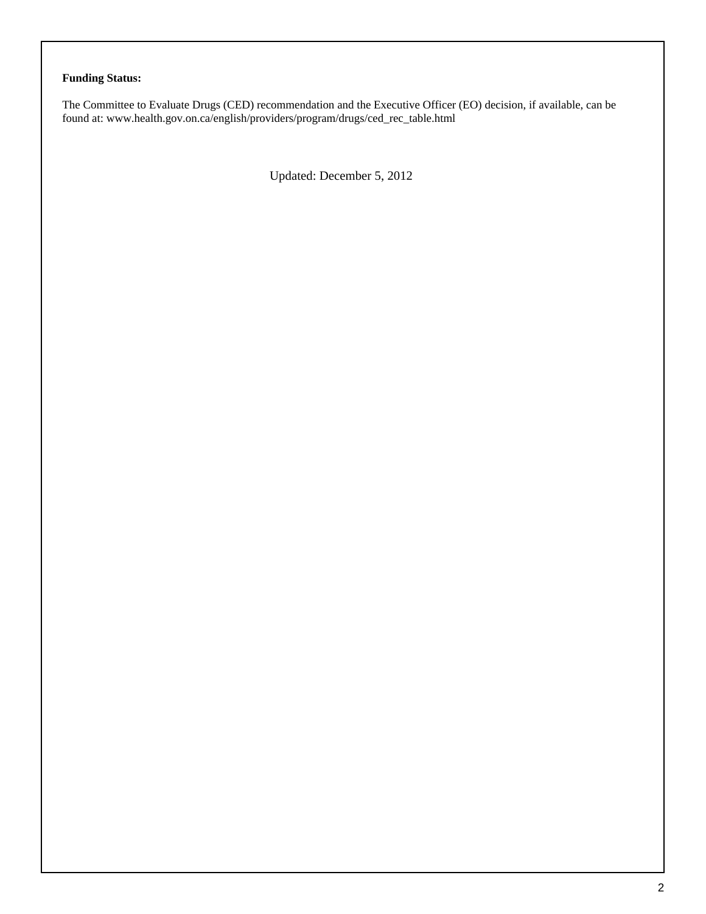**Funding Status:**

The Committee to Evaluate Drugs (CED) recommendation and the Executive Officer (EO) decision, if available, can be found at: www.health.gov.on.ca/english/providers/program/drugs/ced_rec_table.html

Updated: December 5, 2012